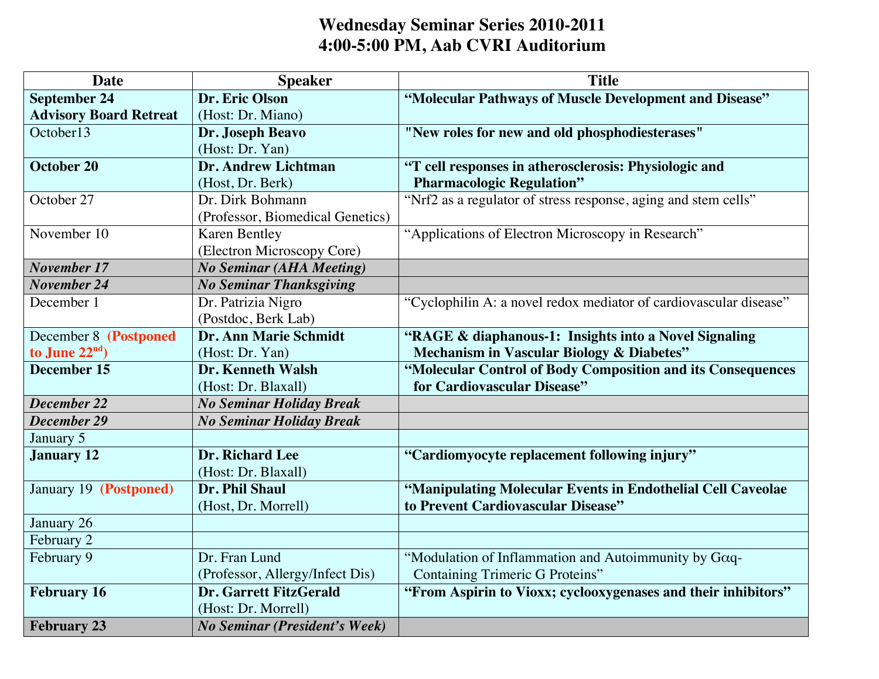# Wednesday Seminar Series 2010-2011
# 4:00-5:00 PM, Aab CVRI Auditorium

| Date | Speaker | Title |
|---|---|---|
| **September 24 Advisory Board Retreat** | **Dr. Eric Olson** (Host: Dr. Miano) | **"Molecular Pathways of Muscle Development and Disease"** |
| October13 | **Dr. Joseph Beavo** (Host: Dr. Yan) | **"New roles for new and old phosphodiesterases"** |
| **October 20** | **Dr. Andrew Lichtman** (Host, Dr. Berk) | **"T cell responses in atherosclerosis: Physiologic and Pharmacologic Regulation"** |
| October 27 | Dr. Dirk Bohmann (Professor, Biomedical Genetics) | "Nrf2 as a regulator of stress response, aging and stem cells" |
| November 10 | Karen Bentley (Electron Microscopy Core) | "Applications of Electron Microscopy in Research" |
| ***November 17*** | ***No Seminar (AHA Meeting)*** | |
| ***November 24*** | ***No Seminar Thanksgiving*** | |
| December 1 | Dr. Patrizia Nigro (Postdoc, Berk Lab) | "Cyclophilin A: a novel redox mediator of cardiovascular disease" |
| December 8 **(Postponed to June 22nd)** | **Dr. Ann Marie Schmidt** (Host: Dr. Yan) | **"RAGE & diaphanous-1: Insights into a Novel Signaling Mechanism in Vascular Biology & Diabetes"** |
| **December 15** | **Dr. Kenneth Walsh** (Host: Dr. Blaxall) | **"Molecular Control of Body Composition and its Consequences for Cardiovascular Disease"** |
| ***December 22*** | ***No Seminar Holiday Break*** | |
| ***December 29*** | ***No Seminar Holiday Break*** | |
| January 5 | | |
| **January 12** | **Dr. Richard Lee** (Host: Dr. Blaxall) | **"Cardiomyocyte replacement following injury"** |
| January 19 **(Postponed)** | **Dr. Phil Shaul** (Host, Dr. Morrell) | **"Manipulating Molecular Events in Endothelial Cell Caveolae to Prevent Cardiovascular Disease"** |
| January 26 | | |
| February 2 | | |
| February 9 | Dr. Fran Lund (Professor, Allergy/Infect Dis) | "Modulation of Inflammation and Autoimmunity by Gαq-Containing Trimeric G Proteins" |
| **February 16** | **Dr. Garrett FitzGerald** (Host: Dr. Morrell) | **"From Aspirin to Vioxx; cyclooxygenases and their inhibitors"** |
| **February 23** | ***No Seminar (President's Week)*** | |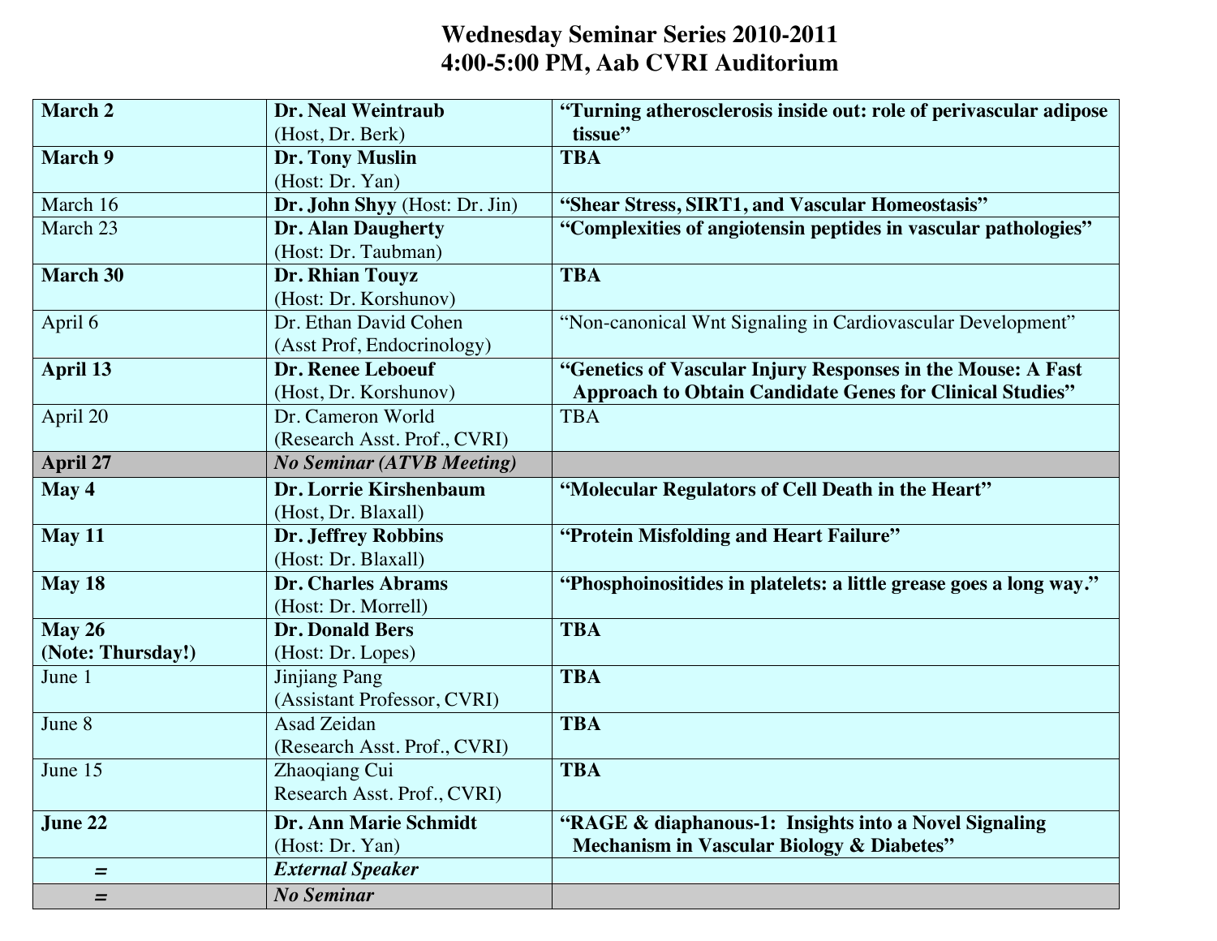# Wednesday Seminar Series 2010-2011
# 4:00-5:00 PM, Aab CVRI Auditorium

| | | |
|---|---|---|
| **March 2** | **Dr. Neal Weintraub** (Host, Dr. Berk) | **"Turning atherosclerosis inside out: role of perivascular adipose tissue"** |
| **March 9** | **Dr. Tony Muslin** (Host: Dr. Yan) | **TBA** |
| March 16 | **Dr. John Shyy** (Host: Dr. Jin) | **"Shear Stress, SIRT1, and Vascular Homeostasis"** |
| March 23 | **Dr. Alan Daugherty** (Host: Dr. Taubman) | **"Complexities of angiotensin peptides in vascular pathologies"** |
| **March 30** | **Dr. Rhian Touyz** (Host: Dr. Korshunov) | **TBA** |
| April 6 | Dr. Ethan David Cohen (Asst Prof, Endocrinology) | "Non-canonical Wnt Signaling in Cardiovascular Development" |
| **April 13** | **Dr. Renee Leboeuf** (Host, Dr. Korshunov) | **"Genetics of Vascular Injury Responses in the Mouse: A Fast Approach to Obtain Candidate Genes for Clinical Studies"** |
| April 20 | Dr. Cameron World (Research Asst. Prof., CVRI) | TBA |
| **April 27** | ***No Seminar (ATVB Meeting)*** | |
| **May 4** | **Dr. Lorrie Kirshenbaum** (Host, Dr. Blaxall) | **"Molecular Regulators of Cell Death in the Heart"** |
| **May 11** | **Dr. Jeffrey Robbins** (Host: Dr. Blaxall) | **"Protein Misfolding and Heart Failure"** |
| **May 18** | **Dr. Charles Abrams** (Host: Dr. Morrell) | **"Phosphoinositides in platelets: a little grease goes a long way."** |
| **May 26 (Note: Thursday!)** | **Dr. Donald Bers** (Host: Dr. Lopes) | **TBA** |
| June 1 | Jinjiang Pang (Assistant Professor, CVRI) | **TBA** |
| June 8 | Asad Zeidan (Research Asst. Prof., CVRI) | **TBA** |
| June 15 | Zhaoqiang Cui Research Asst. Prof., CVRI) | **TBA** |
| **June 22** | **Dr. Ann Marie Schmidt** (Host: Dr. Yan) | **"RAGE & diaphanous-1: Insights into a Novel Signaling Mechanism in Vascular Biology & Diabetes"** |
| = | ***External Speaker*** | |
| = | ***No Seminar*** | |